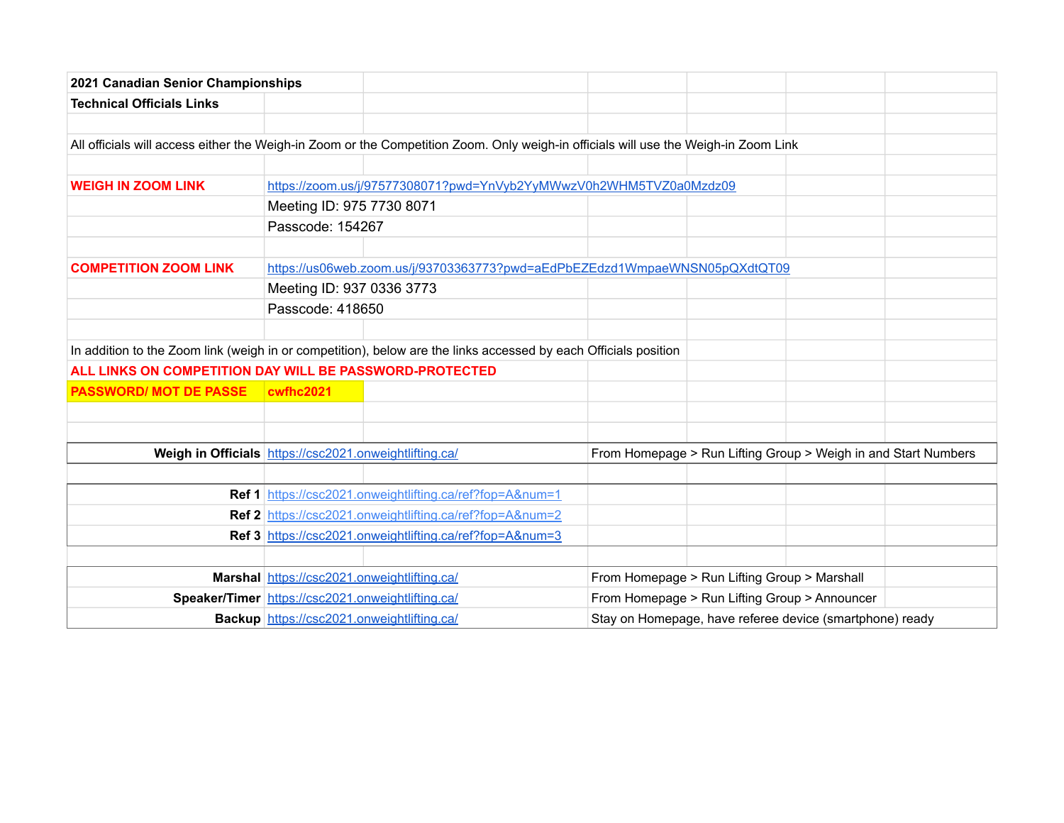**2021 Canadian Senior Championships**

**Technical Officials Links**

All officials will access either the Weigh-in Zoom or the Competition Zoom. Only weigh-in officials will use the Weigh-in Zoom Link

| | |
|---|---|
| **WEIGH IN ZOOM LINK** | https://zoom.us/j/97577308071?pwd=YnVyb2YyMWwzV0h2WHM5TVZ0a0Mzdz09 |
| | Meeting ID: 975 7730 8071 |
| | Passcode: 154267 |
| **COMPETITION ZOOM LINK** | https://us06web.zoom.us/j/93703363773?pwd=aEdPbEZEdzd1WmpaeWNSN05pQXdtQT09 |
| | Meeting ID: 937 0336 3773 |
| | Passcode: 418650 |

In addition to the Zoom link (weigh in or competition), below are the links accessed by each Officials position

**ALL LINKS ON COMPETITION DAY WILL BE PASSWORD-PROTECTED**

**PASSWORD/ MOT DE PASSE** **cwfhc2021**

| | | |
|---|---|---|
| **Weigh in Officials** | https://csc2021.onweightlifting.ca/ | From Homepage > Run Lifting Group > Weigh in and Start Numbers |
| **Ref 1** | https://csc2021.onweightlifting.ca/ref?fop=A&num=1 | |
| **Ref 2** | https://csc2021.onweightlifting.ca/ref?fop=A&num=2 | |
| **Ref 3** | https://csc2021.onweightlifting.ca/ref?fop=A&num=3 | |
| **Marshal** | https://csc2021.onweightlifting.ca/ | From Homepage > Run Lifting Group > Marshall |
| **Speaker/Timer** | https://csc2021.onweightlifting.ca/ | From Homepage > Run Lifting Group > Announcer |
| **Backup** | https://csc2021.onweightlifting.ca/ | Stay on Homepage, have referee device (smartphone) ready |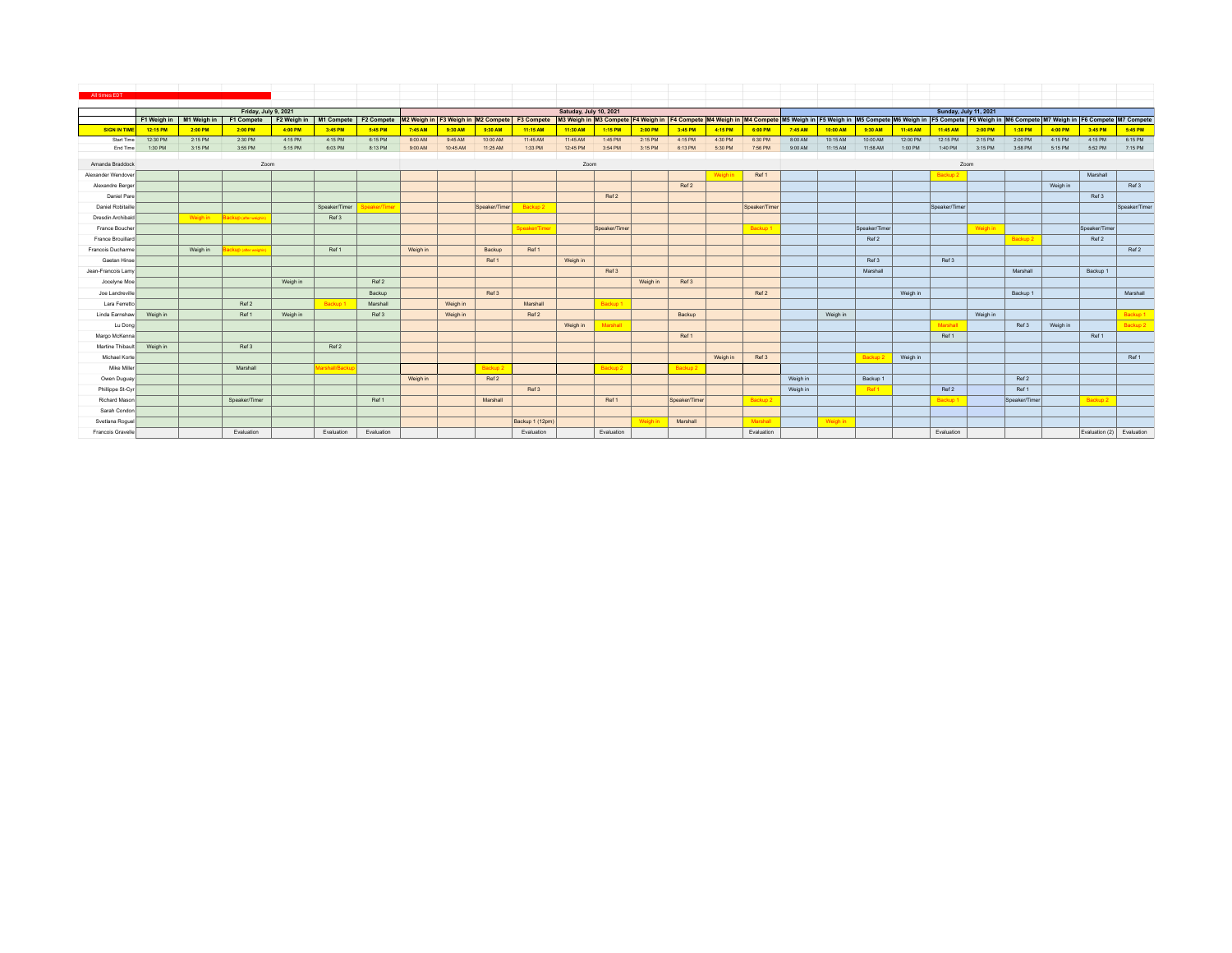All times EDT

| | Friday, July 9, 2021 | | | | | | Satuday, July 10, 2021 | | | | | | | | | | Sunday, July 11, 2021 | | | | | | | | | |
|---|---|---|---|---|---|---|---|---|---|---|---|---|---|---|---|---|---|---|---|---|---|---|---|---|---|---|
| | F1 Weigh in | M1 Weigh in | F1 Compete | F2 Weigh in | M1 Compete | F2 Compete | M2 Weigh in | F3 Weigh in | M2 Compete | F3 Compete | M3 Weigh in | M3 Compete | F4 Weigh in | F4 Compete | M4 Weigh in | M4 Compete | M5 Weigh in | F5 Weigh in | M5 Compete | M6 Weigh in | F5 Compete | F6 Weigh in | M6 Compete | M7 Weigh in | F6 Compete | M7 Compete |
| **SIGN IN TIME** | **12:15 PM** | **2:00 PM** | **2:00 PM** | **4:00 PM** | **3:45 PM** | **5:45 PM** | **7:45 AM** | **9:30 AM** | **9:30 AM** | **11:15 AM** | **11:30 AM** | **1:15 PM** | **2:00 PM** | **3:45 PM** | **4:15 PM** | **6:00 PM** | **7:45 AM** | **10:00 AM** | **9:30 AM** | **11:45 AM** | **11:45 AM** | **2:00 PM** | **1:30 PM** | **4:00 PM** | **3:45 PM** | **5:45 PM** |
| Start Time | 12:30 PM | 2:15 PM | 2:30 PM | 4:15 PM | 4:15 PM | 6:15 PM | 8:00 AM | 9:45 AM | 10:00 AM | 11:45 AM | 11:45 AM | 1:45 PM | 2:15 PM | 4:15 PM | 4:30 PM | 6:30 PM | 8:00 AM | 10:15 AM | 10:00 AM | 12:00 PM | 12:15 PM | 2:15 PM | 2:00 PM | 4:15 PM | 4:15 PM | 6:15 PM |
| End Time | 1:30 PM | 3:15 PM | 3:55 PM | 5:15 PM | 6:03 PM | 8:13 PM | 9:00 AM | 10:45 AM | 11:25 AM | 1:33 PM | 12:45 PM | 3:54 PM | 3:15 PM | 6:13 PM | 5:30 PM | 7:56 PM | 9:00 AM | 11:15 AM | 11:58 AM | 1:00 PM | 1:40 PM | 3:15 PM | 3:58 PM | 5:15 PM | 5:52 PM | 7:15 PM |
| Amanda Braddock | | | Zoom | | | | | | | | Zoom | | | | | | | | | | Zoom | | | | | |
| Alexander Wendover | | | | | | | | | | | | | | | Weigh in | Ref 1 | | | | | Backup 2 | | | | Marshall | |
| Alexandre Berger | | | | | | | | | | | | | | Ref 2 | | | | | | | | | | Weigh in | | Ref 3 |
| Daniel Pare | | | | | | | | | | | | Ref 2 | | | | | | | | | | | | | Ref 3 | |
| Daniel Robitaille | | | | | Speaker/Timer | Speaker/Timer | | | Speaker/Timer | Backup 2 | | | | | | Speaker/Timer | | | | | Speaker/Timer | | | | | Speaker/Timer |
| Dresdin Archibald | | Weigh in | Backup (after weighin) | | Ref 3 | | | | | | | | | | | | | | | | | | | | | |
| France Boucher | | | | | | | | | | Speaker/Timer | | Speaker/Timer | | | | Backup 1 | | | Speaker/Timer | | | Weigh in | | | Speaker/Timer | |
| France Brouillard | | | | | | | | | | | | | | | | | | | Ref 2 | | | | Backup 2 | | Ref 2 | |
| Francois Ducharme | | Weigh in | Backup (after weighin) | | Ref 1 | | Weigh in | | Backup | Ref 1 | | | | | | | | | | | | | | | | Ref 2 |
| Gaetan Hinse | | | | | | | | | Ref 1 | | Weigh in | | | | | | | | Ref 3 | | Ref 3 | | | | | |
| Jean-Francois Lamy | | | | | | | | | | | | Ref 3 | | | | | | | Marshall | | | | Marshall | | Backup 1 | |
| Jocelyne Moe | | | | Weigh in | | Ref 2 | | | | | | | Weigh in | Ref 3 | | | | | | | | | | | | |
| Joe Landreville | | | | | | Backup | | | Ref 3 | | | | | | | Ref 2 | | | | Weigh in | | | Backup 1 | | | Marshall |
| Lara Ferretto | | | Ref 2 | | Backup 1 | Marshall | | Weigh in | | Marshall | | Backup 1 | | | | | | | | | | | | | | |
| Linda Earnshaw | Weigh in | | Ref 1 | Weigh in | | Ref 3 | | Weigh in | | Ref 2 | | | | Backup | | | | Weigh in | | | | Weigh in | | | | Backup 1 |
| Lu Dong | | | | | | | | | | | Weigh in | Marshall | | | | | | | | | Marshall | | Ref 3 | Weigh in | | Backup 2 |
| Margo McKenna | | | | | | | | | | | | | | Ref 1 | | | | | | | Ref 1 | | | | Ref 1 | |
| Martine Thibault | Weigh in | | Ref 3 | | Ref 2 | | | | | | | | | | | | | | | | | | | | | |
| Michael Korte | | | | | | | | | | | | | | | Weigh in | Ref 3 | | | Backup 2 | Weigh in | | | | | | Ref 1 |
| Mike Miller | | | Marshall | | Marshall/Backup | | | | Backup 2 | | | Backup 2 | | Backup 2 | | | | | | | | | | | | |
| Owen Duguay | | | | | | | Weigh in | | Ref 2 | | | | | | | | Weigh in | | Backup 1 | | | | Ref 2 | | | |
| Phillippe St-Cyr | | | | | | | | | | Ref 3 | | | | | | | Weigh in | | Ref 1 | | Ref 2 | | Ref 1 | | | |
| Richard Mason | | | Speaker/Timer | | | Ref 1 | | | Marshall | | | Ref 1 | | Speaker/Timer | | Backup 2 | | | | | Backup 1 | | Speaker/Timer | | Backup 2 | |
| Sarah Condon | | | | | | | | | | | | | | | | | | | | | | | | | | |
| Svetlana Roguel | | | | | | | | | | Backup 1 (12pm) | | | Weigh in | Marshall | | Marshall | | Weigh in | | | | | | | | |
| Francois Gravelle | | | Evaluation | | Evaluation | Evaluation | | | | Evaluation | | Evaluation | | | | Evaluation | | | | | Evaluation | | | | Evaluation (2) | Evaluation |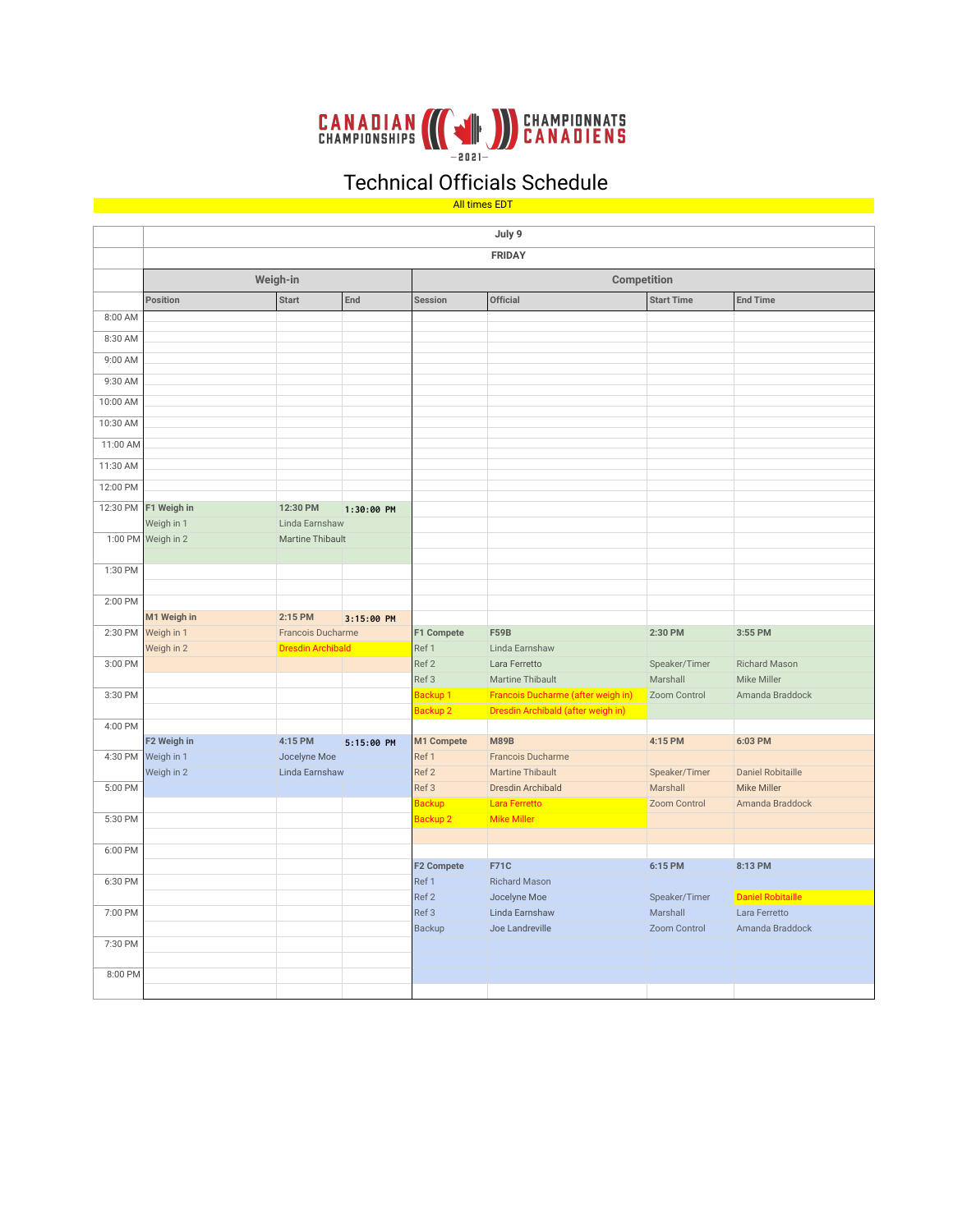CANADIAN CHAMPIONSHIPS — CHAMPIONNATS CANADIENS — 2021

# Technical Officials Schedule

All times EDT

| | July 9 | | | | | | |
|---|---|---|---|---|---|---|---|
| | FRIDAY | | | | | | |
| | Weigh-in | | | Competition | | | |
| | Position | Start | End | Session | Official | Start Time | End Time |
| 8:00 AM | | | | | | | |
| 8:30 AM | | | | | | | |
| 9:00 AM | | | | | | | |
| 9:30 AM | | | | | | | |
| 10:00 AM | | | | | | | |
| 10:30 AM | | | | | | | |
| 11:00 AM | | | | | | | |
| 11:30 AM | | | | | | | |
| 12:00 PM | | | | | | | |
| 12:30 PM | F1 Weigh in | 12:30 PM | 1:30:00 PM | | | | |
| | Weigh in 1 | Linda Earnshaw | | | | | |
| 1:00 PM | Weigh in 2 | Martine Thibault | | | | | |
| 1:30 PM | | | | | | | |
| 2:00 PM | | | | | | | |
| | M1 Weigh in | 2:15 PM | 3:15:00 PM | | | | |
| 2:30 PM | Weigh in 1 | Francois Ducharme | | F1 Compete | F59B | 2:30 PM | 3:55 PM |
| | Weigh in 2 | Dresdin Archibald | | Ref 1 | Linda Earnshaw | | |
| 3:00 PM | | | | Ref 2 | Lara Ferretto | Speaker/Timer | Richard Mason |
| | | | | Ref 3 | Martine Thibault | Marshall | Mike Miller |
| 3:30 PM | | | | Backup 1 | Francois Ducharme (after weigh in) | Zoom Control | Amanda Braddock |
| | | | | Backup 2 | Dresdin Archibald (after weigh in) | | |
| 4:00 PM | | | | | | | |
| | F2 Weigh in | 4:15 PM | 5:15:00 PM | M1 Compete | M89B | 4:15 PM | 6:03 PM |
| 4:30 PM | Weigh in 1 | Jocelyne Moe | | Ref 1 | Francois Ducharme | | |
| | Weigh in 2 | Linda Earnshaw | | Ref 2 | Martine Thibault | Speaker/Timer | Daniel Robitaille |
| 5:00 PM | | | | Ref 3 | Dresdin Archibald | Marshall | Mike Miller |
| | | | | Backup | Lara Ferretto | Zoom Control | Amanda Braddock |
| 5:30 PM | | | | Backup 2 | Mike Miller | | |
| 6:00 PM | | | | | | | |
| | | | | F2 Compete | F71C | 6:15 PM | 8:13 PM |
| 6:30 PM | | | | Ref 1 | Richard Mason | | |
| | | | | Ref 2 | Jocelyne Moe | Speaker/Timer | Daniel Robitaille |
| 7:00 PM | | | | Ref 3 | Linda Earnshaw | Marshall | Lara Ferretto |
| | | | | Backup | Joe Landreville | Zoom Control | Amanda Braddock |
| 7:30 PM | | | | | | | |
| 8:00 PM | | | | | | | |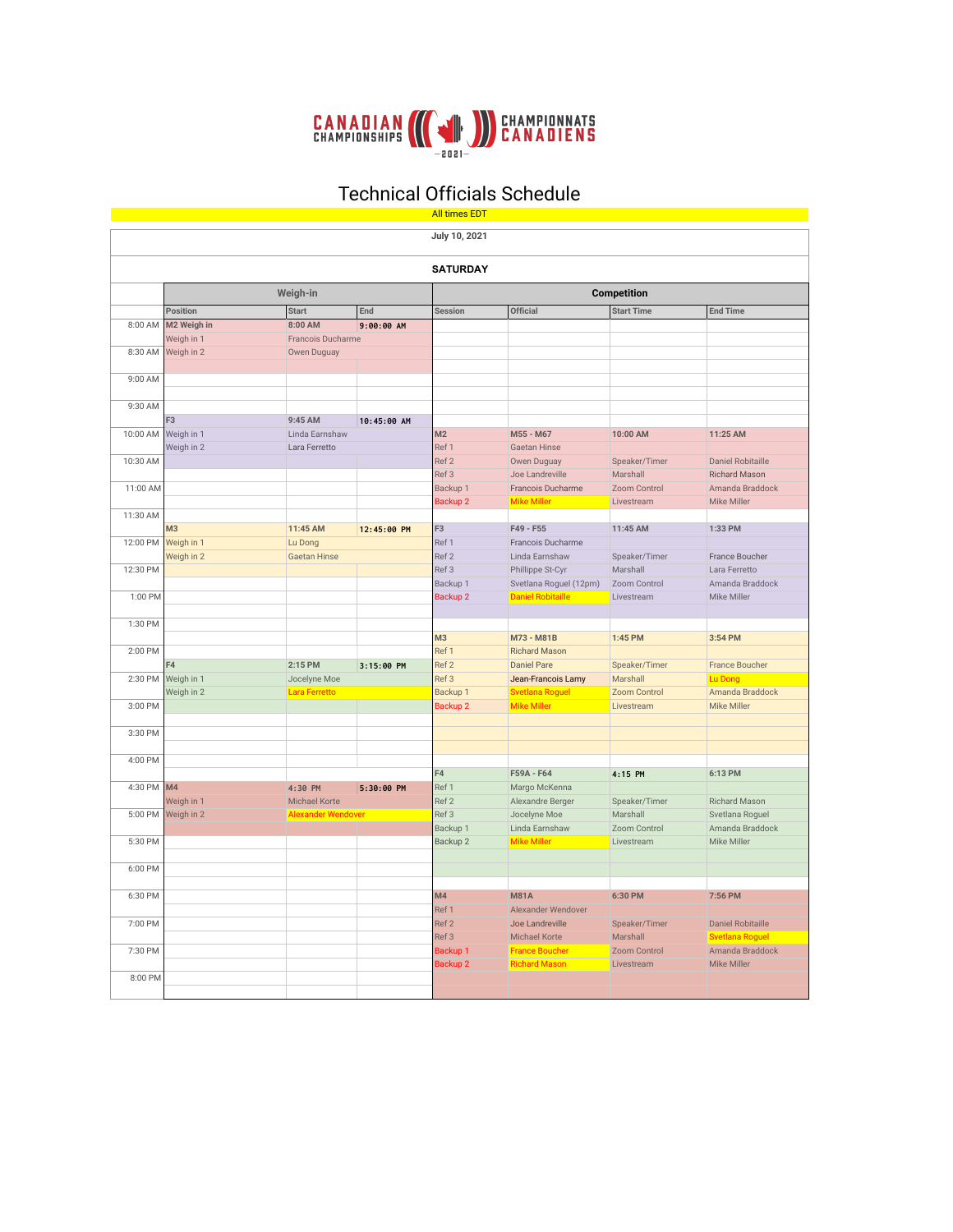# Technical Officials Schedule

All times EDT

July 10, 2021

**SATURDAY**

| | Weigh-in | | | Competition | | | |
|---|---|---|---|---|---|---|---|
| | Position | Start | End | Session | Official | Start Time | End Time |
| 8:00 AM | M2 Weigh in | 8:00 AM | 9:00:00 AM | | | | |
| | Weigh in 1 | Francois Ducharme | | | | | |
| 8:30 AM | Weigh in 2 | Owen Duguay | | | | | |
| | | | | | | | |
| 9:00 AM | | | | | | | |
| | | | | | | | |
| 9:30 AM | | | | | | | |
| | F3 | 9:45 AM | 10:45:00 AM | | | | |
| 10:00 AM | Weigh in 1 | Linda Earnshaw | | M2 | M55 - M67 | 10:00 AM | 11:25 AM |
| | Weigh in 2 | Lara Ferretto | | Ref 1 | Gaetan Hinse | | |
| 10:30 AM | | | | Ref 2 | Owen Duguay | Speaker/Timer | Daniel Robitaille |
| | | | | Ref 3 | Joe Landreville | Marshall | Richard Mason |
| 11:00 AM | | | | Backup 1 | Francois Ducharme | Zoom Control | Amanda Braddock |
| | | | | Backup 2 | Mike Miller | Livestream | Mike Miller |
| 11:30 AM | | | | | | | |
| | M3 | 11:45 AM | 12:45:00 PM | F3 | F49 - F55 | 11:45 AM | 1:33 PM |
| 12:00 PM | Weigh in 1 | Lu Dong | | Ref 1 | Francois Ducharme | | |
| | Weigh in 2 | Gaetan Hinse | | Ref 2 | Linda Earnshaw | Speaker/Timer | France Boucher |
| 12:30 PM | | | | Ref 3 | Phillippe St-Cyr | Marshall | Lara Ferretto |
| | | | | Backup 1 | Svetlana Roguel (12pm) | Zoom Control | Amanda Braddock |
| 1:00 PM | | | | Backup 2 | Daniel Robitaille | Livestream | Mike Miller |
| | | | | | | | |
| 1:30 PM | | | | | | | |
| | | | | M3 | M73 - M81B | 1:45 PM | 3:54 PM |
| 2:00 PM | | | | Ref 1 | Richard Mason | | |
| | F4 | 2:15 PM | 3:15:00 PM | Ref 2 | Daniel Pare | Speaker/Timer | France Boucher |
| 2:30 PM | Weigh in 1 | Jocelyne Moe | | Ref 3 | Jean-Francois Lamy | Marshall | Lu Dong |
| | Weigh in 2 | Lara Ferretto | | Backup 1 | Svetlana Roguel | Zoom Control | Amanda Braddock |
| 3:00 PM | | | | Backup 2 | Mike Miller | Livestream | Mike Miller |
| | | | | | | | |
| 3:30 PM | | | | | | | |
| | | | | | | | |
| 4:00 PM | | | | | | | |
| | | | | F4 | F59A - F64 | 4:15 PM | 6:13 PM |
| 4:30 PM | M4 | 4:30 PM | 5:30:00 PM | Ref 1 | Margo McKenna | | |
| | Weigh in 1 | Michael Korte | | Ref 2 | Alexandre Berger | Speaker/Timer | Richard Mason |
| 5:00 PM | Weigh in 2 | Alexander Wendover | | Ref 3 | Jocelyne Moe | Marshall | Svetlana Roguel |
| | | | | Backup 1 | Linda Earnshaw | Zoom Control | Amanda Braddock |
| 5:30 PM | | | | Backup 2 | Mike Miller | Livestream | Mike Miller |
| | | | | | | | |
| 6:00 PM | | | | | | | |
| | | | | | | | |
| 6:30 PM | | | | M4 | M81A | 6:30 PM | 7:56 PM |
| | | | | Ref 1 | Alexander Wendover | | |
| 7:00 PM | | | | Ref 2 | Joe Landreville | Speaker/Timer | Daniel Robitaille |
| | | | | Ref 3 | Michael Korte | Marshall | Svetlana Roguel |
| 7:30 PM | | | | Backup 1 | France Boucher | Zoom Control | Amanda Braddock |
| | | | | Backup 2 | Richard Mason | Livestream | Mike Miller |
| 8:00 PM | | | | | | | |
| | | | | | | | |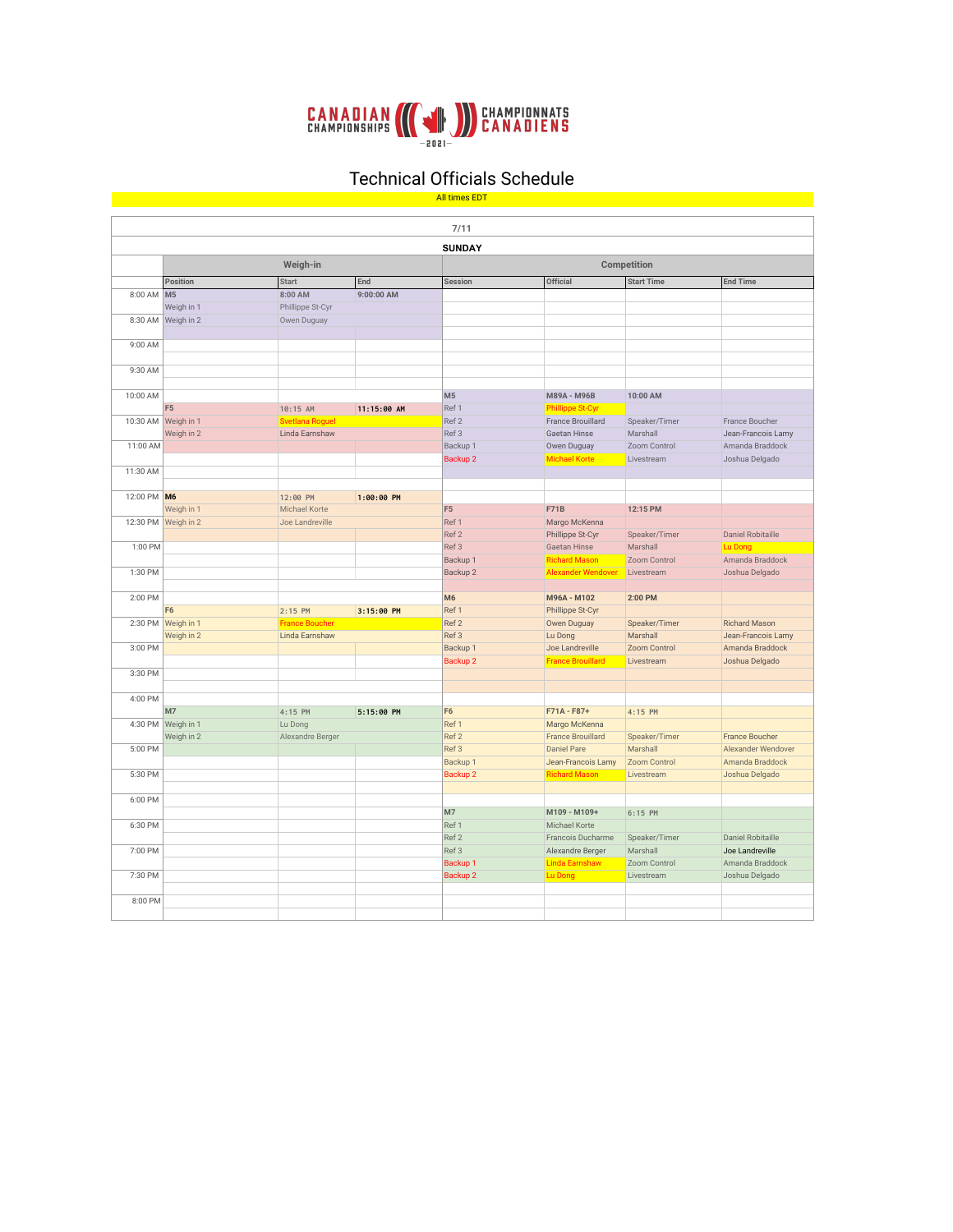CANADIAN CHAMPIONSHIPS CHAMPIONNATS CANADIENS –2021–

# Technical Officials Schedule

All times EDT

**7/11**

**SUNDAY**

| | Weigh-in | | | Competition | | | |
|---|---|---|---|---|---|---|---|
| | Position | Start | End | Session | Official | Start Time | End Time |
| 8:00 AM | M5 | 8:00 AM | 9:00:00 AM | | | | |
| | Weigh in 1 | Phillippe St-Cyr | | | | | |
| 8:30 AM | Weigh in 2 | Owen Duguay | | | | | |
| | | | | | | | |
| 9:00 AM | | | | | | | |
| | | | | | | | |
| 9:30 AM | | | | | | | |
| | | | | | | | |
| 10:00 AM | | | | M5 | M89A - M96B | 10:00 AM | |
| | F5 | 10:15 AM | 11:15:00 AM | Ref 1 | Phillippe St-Cyr | | |
| 10:30 AM | Weigh in 1 | Svetlana Roguel | | Ref 2 | France Brouillard | Speaker/Timer | France Boucher |
| | Weigh in 2 | Linda Earnshaw | | Ref 3 | Gaetan Hinse | Marshall | Jean-Francois Lamy |
| 11:00 AM | | | | Backup 1 | Owen Duguay | Zoom Control | Amanda Braddock |
| | | | | Backup 2 | Michael Korte | Livestream | Joshua Delgado |
| 11:30 AM | | | | | | | |
| | | | | | | | |
| 12:00 PM | M6 | 12:00 PM | 1:00:00 PM | | | | |
| | Weigh in 1 | Michael Korte | | F5 | F71B | 12:15 PM | |
| 12:30 PM | Weigh in 2 | Joe Landreville | | Ref 1 | Margo McKenna | | |
| | | | | Ref 2 | Phillippe St-Cyr | Speaker/Timer | Daniel Robitaille |
| 1:00 PM | | | | Ref 3 | Gaetan Hinse | Marshall | Lu Dong |
| | | | | Backup 1 | Richard Mason | Zoom Control | Amanda Braddock |
| 1:30 PM | | | | Backup 2 | Alexander Wendover | Livestream | Joshua Delgado |
| | | | | | | | |
| 2:00 PM | | | | M6 | M96A - M102 | 2:00 PM | |
| | F6 | 2:15 PM | 3:15:00 PM | Ref 1 | Phillippe St-Cyr | | |
| 2:30 PM | Weigh in 1 | France Boucher | | Ref 2 | Owen Duguay | Speaker/Timer | Richard Mason |
| | Weigh in 2 | Linda Earnshaw | | Ref 3 | Lu Dong | Marshall | Jean-Francois Lamy |
| 3:00 PM | | | | Backup 1 | Joe Landreville | Zoom Control | Amanda Braddock |
| | | | | Backup 2 | France Brouillard | Livestream | Joshua Delgado |
| 3:30 PM | | | | | | | |
| | | | | | | | |
| 4:00 PM | | | | | | | |
| | M7 | 4:15 PM | 5:15:00 PM | F6 | F71A - F87+ | 4:15 PM | |
| 4:30 PM | Weigh in 1 | Lu Dong | | Ref 1 | Margo McKenna | | |
| | Weigh in 2 | Alexandre Berger | | Ref 2 | France Brouillard | Speaker/Timer | France Boucher |
| 5:00 PM | | | | Ref 3 | Daniel Pare | Marshall | Alexander Wendover |
| | | | | Backup 1 | Jean-Francois Lamy | Zoom Control | Amanda Braddock |
| 5:30 PM | | | | Backup 2 | Richard Mason | Livestream | Joshua Delgado |
| | | | | | | | |
| 6:00 PM | | | | | | | |
| | | | | M7 | M109 - M109+ | 6:15 PM | |
| 6:30 PM | | | | Ref 1 | Michael Korte | | |
| | | | | Ref 2 | Francois Ducharme | Speaker/Timer | Daniel Robitaille |
| 7:00 PM | | | | Ref 3 | Alexandre Berger | Marshall | Joe Landreville |
| | | | | Backup 1 | Linda Earnshaw | Zoom Control | Amanda Braddock |
| 7:30 PM | | | | Backup 2 | Lu Dong | Livestream | Joshua Delgado |
| | | | | | | | |
| 8:00 PM | | | | | | | |
| | | | | | | | |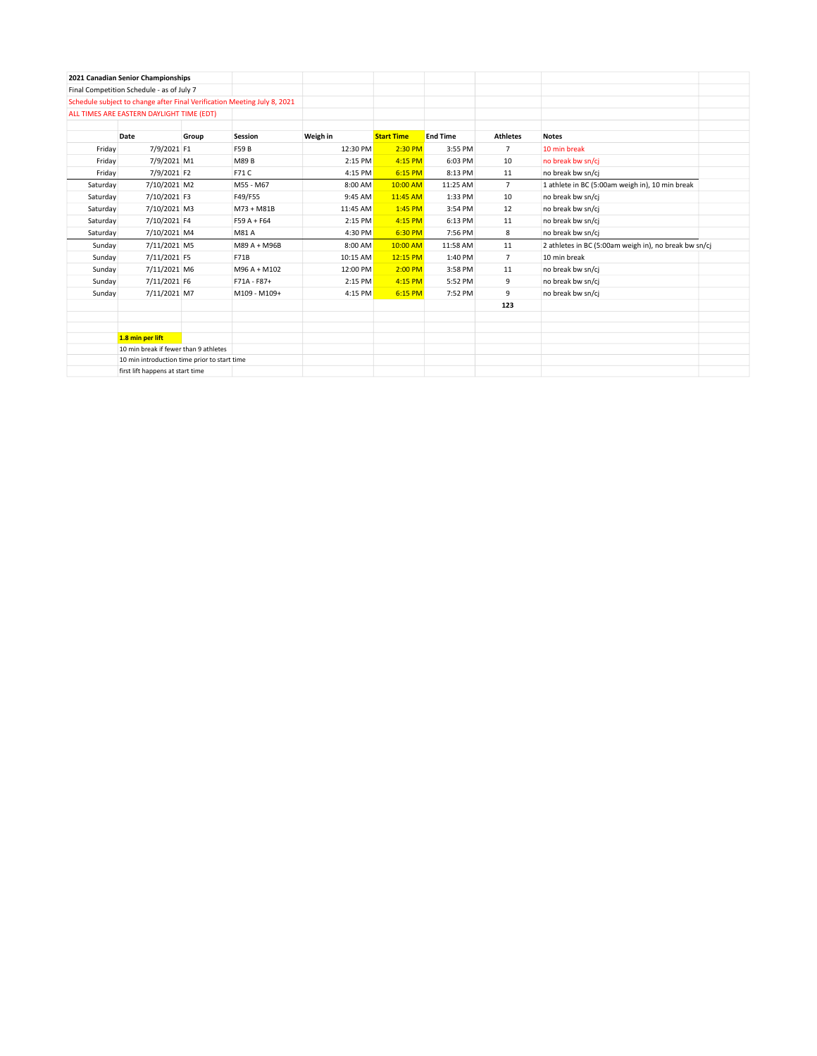**2021 Canadian Senior Championships**

Final Competition Schedule - as of July 7

Schedule subject to change after Final Verification Meeting July 8, 2021

ALL TIMES ARE EASTERN DAYLIGHT TIME (EDT)

| | Date | Group | Session | Weigh in | Start Time | End Time | Athletes | Notes |
|---|---|---|---|---|---|---|---|---|
| Friday | 7/9/2021 | F1 | F59 B | 12:30 PM | 2:30 PM | 3:55 PM | 7 | 10 min break |
| Friday | 7/9/2021 | M1 | M89 B | 2:15 PM | 4:15 PM | 6:03 PM | 10 | no break bw sn/cj |
| Friday | 7/9/2021 | F2 | F71 C | 4:15 PM | 6:15 PM | 8:13 PM | 11 | no break bw sn/cj |
| Saturday | 7/10/2021 | M2 | M55 - M67 | 8:00 AM | 10:00 AM | 11:25 AM | 7 | 1 athlete in BC (5:00am weigh in), 10 min break |
| Saturday | 7/10/2021 | F3 | F49/F55 | 9:45 AM | 11:45 AM | 1:33 PM | 10 | no break bw sn/cj |
| Saturday | 7/10/2021 | M3 | M73 + M81B | 11:45 AM | 1:45 PM | 3:54 PM | 12 | no break bw sn/cj |
| Saturday | 7/10/2021 | F4 | F59 A + F64 | 2:15 PM | 4:15 PM | 6:13 PM | 11 | no break bw sn/cj |
| Saturday | 7/10/2021 | M4 | M81 A | 4:30 PM | 6:30 PM | 7:56 PM | 8 | no break bw sn/cj |
| Sunday | 7/11/2021 | M5 | M89 A + M96B | 8:00 AM | 10:00 AM | 11:58 AM | 11 | 2 athletes in BC (5:00am weigh in), no break bw sn/cj |
| Sunday | 7/11/2021 | F5 | F71B | 10:15 AM | 12:15 PM | 1:40 PM | 7 | 10 min break |
| Sunday | 7/11/2021 | M6 | M96 A + M102 | 12:00 PM | 2:00 PM | 3:58 PM | 11 | no break bw sn/cj |
| Sunday | 7/11/2021 | F6 | F71A - F87+ | 2:15 PM | 4:15 PM | 5:52 PM | 9 | no break bw sn/cj |
| Sunday | 7/11/2021 | M7 | M109 - M109+ | 4:15 PM | 6:15 PM | 7:52 PM | 9 | no break bw sn/cj |
| | | | | | | | **123** | |

**1.8 min per lift**

10 min break if fewer than 9 athletes

10 min introduction time prior to start time

first lift happens at start time